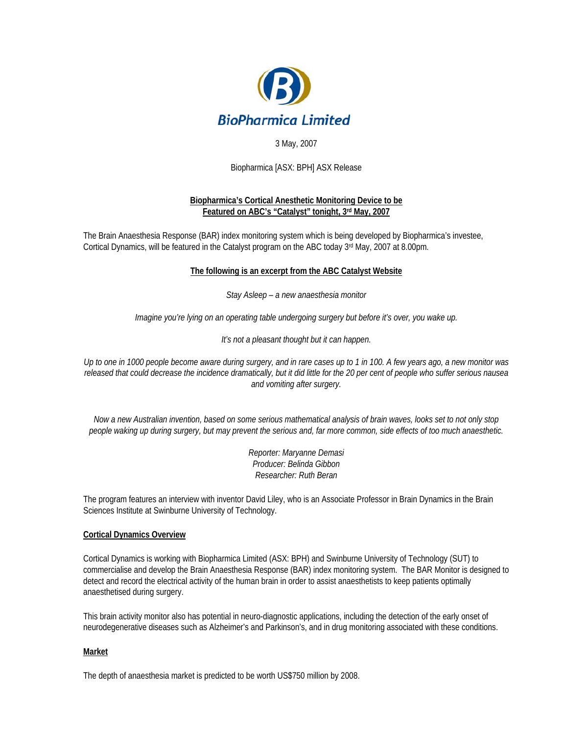**BioPharmica Limited**

3 May, 2007

Biopharmica [ASX: BPH] ASX Release

## Biopharmica's Cortical Anesthetic Monitoring Device to be Featured on ABC's "Catalyst" tonight, 3rd May, 2007

The Brain Anaesthesia Response (BAR) index monitoring system which is being developed by Biopharmica's investee, Cortical Dynamics, will be featured in the Catalyst program on the ABC today 3rd May, 2007 at 8.00pm.

### The following is an excerpt from the ABC Catalyst Website

*Stay Asleep – a new anaesthesia monitor*

*Imagine you're lying on an operating table undergoing surgery but before it's over, you wake up.*

*It's not a pleasant thought but it can happen.*

*Up to one in 1000 people become aware during surgery, and in rare cases up to 1 in 100. A few years ago, a new monitor was released that could decrease the incidence dramatically, but it did little for the 20 per cent of people who suffer serious nausea and vomiting after surgery.*

*Now a new Australian invention, based on some serious mathematical analysis of brain waves, looks set to not only stop people waking up during surgery, but may prevent the serious and, far more common, side effects of too much anaesthetic.*

*Reporter: Maryanne Demasi*
*Producer: Belinda Gibbon*
*Researcher: Ruth Beran*

The program features an interview with inventor David Liley, who is an Associate Professor in Brain Dynamics in the Brain Sciences Institute at Swinburne University of Technology.

### Cortical Dynamics Overview

Cortical Dynamics is working with Biopharmica Limited (ASX: BPH) and Swinburne University of Technology (SUT) to commercialise and develop the Brain Anaesthesia Response (BAR) index monitoring system. The BAR Monitor is designed to detect and record the electrical activity of the human brain in order to assist anaesthetists to keep patients optimally anaesthetised during surgery.

This brain activity monitor also has potential in neuro-diagnostic applications, including the detection of the early onset of neurodegenerative diseases such as Alzheimer's and Parkinson's, and in drug monitoring associated with these conditions.

### Market

The depth of anaesthesia market is predicted to be worth US$750 million by 2008.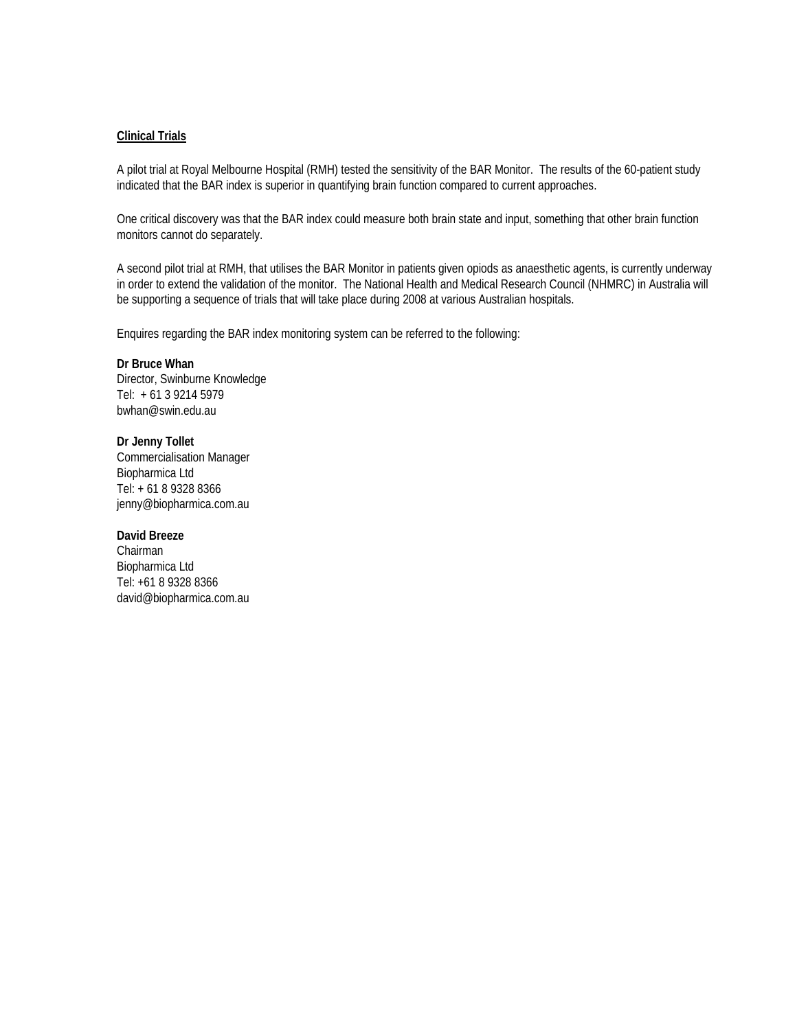**<u>Clinical Trials</u>**

A pilot trial at Royal Melbourne Hospital (RMH) tested the sensitivity of the BAR Monitor. The results of the 60-patient study indicated that the BAR index is superior in quantifying brain function compared to current approaches.

One critical discovery was that the BAR index could measure both brain state and input, something that other brain function monitors cannot do separately.

A second pilot trial at RMH, that utilises the BAR Monitor in patients given opiods as anaesthetic agents, is currently underway in order to extend the validation of the monitor. The National Health and Medical Research Council (NHMRC) in Australia will be supporting a sequence of trials that will take place during 2008 at various Australian hospitals.

Enquires regarding the BAR index monitoring system can be referred to the following:

**Dr Bruce Whan**
Director, Swinburne Knowledge
Tel: + 61 3 9214 5979
bwhan@swin.edu.au

**Dr Jenny Tollet**
Commercialisation Manager
Biopharmica Ltd
Tel: + 61 8 9328 8366
jenny@biopharmica.com.au

**David Breeze**
Chairman
Biopharmica Ltd
Tel: +61 8 9328 8366
david@biopharmica.com.au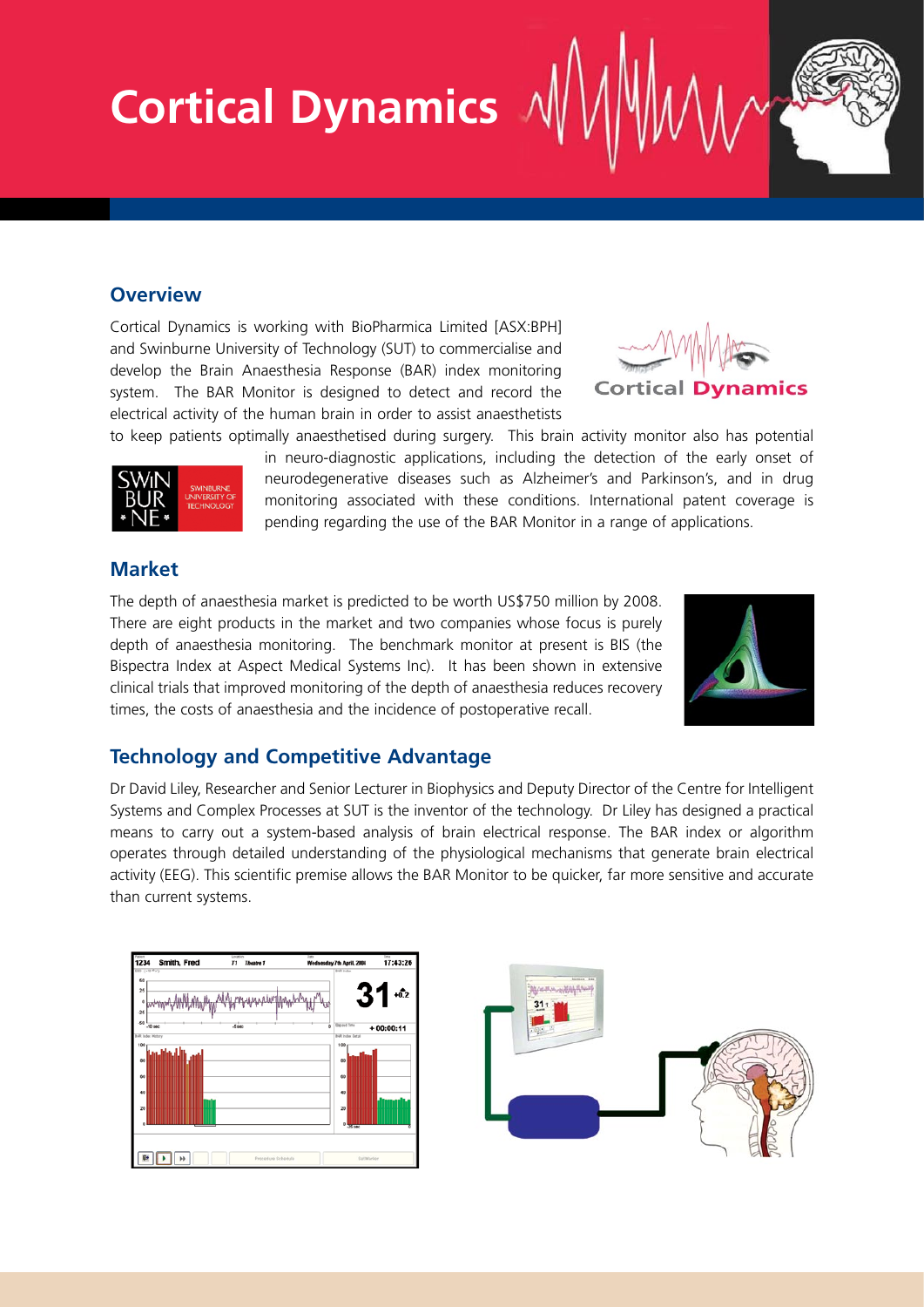# Cortical Dynamics

## Overview

Cortical Dynamics is working with BioPharmica Limited [ASX:BPH] and Swinburne University of Technology (SUT) to commercialise and develop the Brain Anaesthesia Response (BAR) index monitoring system. The BAR Monitor is designed to detect and record the electrical activity of the human brain in order to assist anaesthetists to keep patients optimally anaesthetised during surgery. This brain activity monitor also has potential in neuro-diagnostic applications, including the detection of the early onset of neurodegenerative diseases such as Alzheimer's and Parkinson's, and in drug monitoring associated with these conditions. International patent coverage is pending regarding the use of the BAR Monitor in a range of applications.

## Market

The depth of anaesthesia market is predicted to be worth US$750 million by 2008. There are eight products in the market and two companies whose focus is purely depth of anaesthesia monitoring. The benchmark monitor at present is BIS (the Bispectra Index at Aspect Medical Systems Inc). It has been shown in extensive clinical trials that improved monitoring of the depth of anaesthesia reduces recovery times, the costs of anaesthesia and the incidence of postoperative recall.

## Technology and Competitive Advantage

Dr David Liley, Researcher and Senior Lecturer in Biophysics and Deputy Director of the Centre for Intelligent Systems and Complex Processes at SUT is the inventor of the technology. Dr Liley has designed a practical means to carry out a system-based analysis of brain electrical response. The BAR index or algorithm operates through detailed understanding of the physiological mechanisms that generate brain electrical activity (EEG). This scientific premise allows the BAR Monitor to be quicker, far more sensitive and accurate than current systems.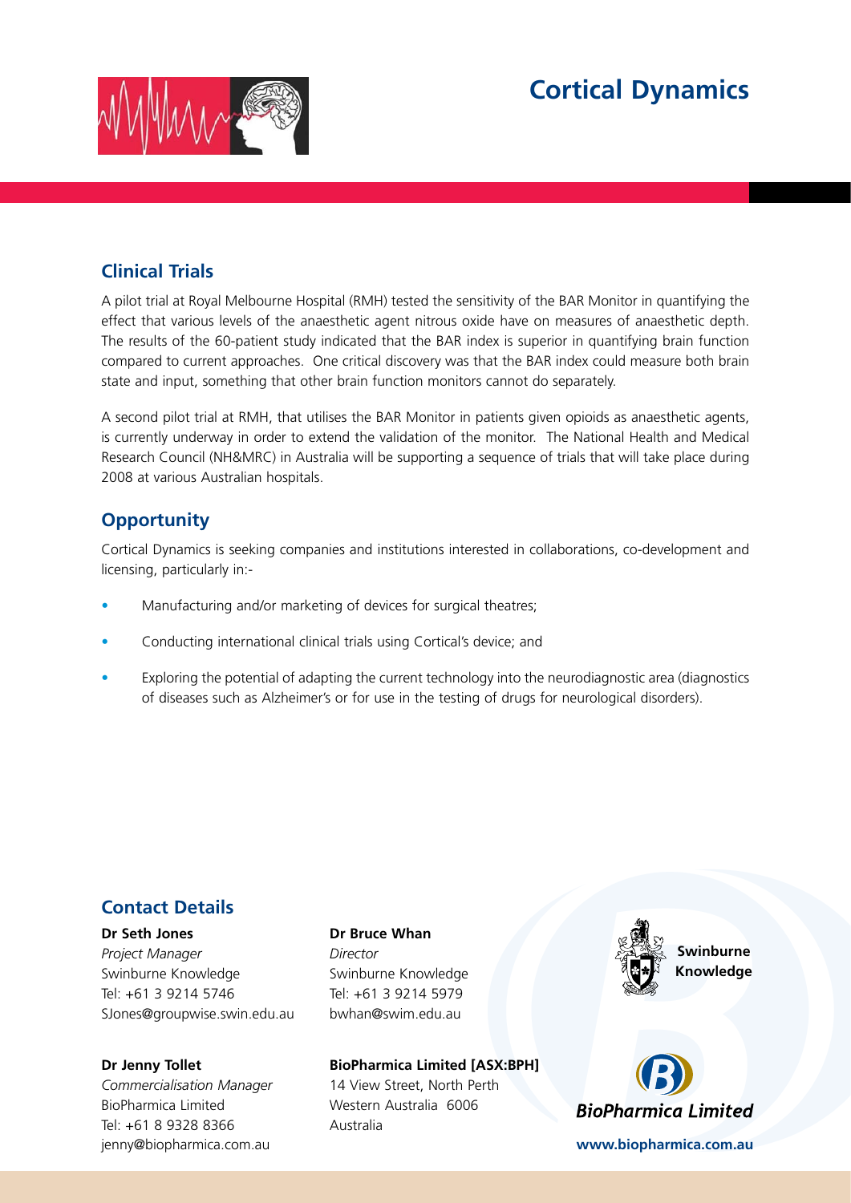# Cortical Dynamics

## Clinical Trials

A pilot trial at Royal Melbourne Hospital (RMH) tested the sensitivity of the BAR Monitor in quantifying the effect that various levels of the anaesthetic agent nitrous oxide have on measures of anaesthetic depth. The results of the 60-patient study indicated that the BAR index is superior in quantifying brain function compared to current approaches. One critical discovery was that the BAR index could measure both brain state and input, something that other brain function monitors cannot do separately.

A second pilot trial at RMH, that utilises the BAR Monitor in patients given opioids as anaesthetic agents, is currently underway in order to extend the validation of the monitor. The National Health and Medical Research Council (NH&MRC) in Australia will be supporting a sequence of trials that will take place during 2008 at various Australian hospitals.

## Opportunity

Cortical Dynamics is seeking companies and institutions interested in collaborations, co-development and licensing, particularly in:-

- Manufacturing and/or marketing of devices for surgical theatres;
- Conducting international clinical trials using Cortical's device; and
- Exploring the potential of adapting the current technology into the neurodiagnostic area (diagnostics of diseases such as Alzheimer's or for use in the testing of drugs for neurological disorders).

## Contact Details

**Dr Seth Jones**
*Project Manager*
Swinburne Knowledge
Tel: +61 3 9214 5746
SJones@groupwise.swin.edu.au

**Dr Bruce Whan**
*Director*
Swinburne Knowledge
Tel: +61 3 9214 5979
bwhan@swim.edu.au

**Dr Jenny Tollet**
*Commercialisation Manager*
BioPharmica Limited
Tel: +61 8 9328 8366
jenny@biopharmica.com.au

**BioPharmica Limited [ASX:BPH]**
14 View Street, North Perth
Western Australia 6006
Australia

Swinburne Knowledge

BioPharmica Limited

www.biopharmica.com.au